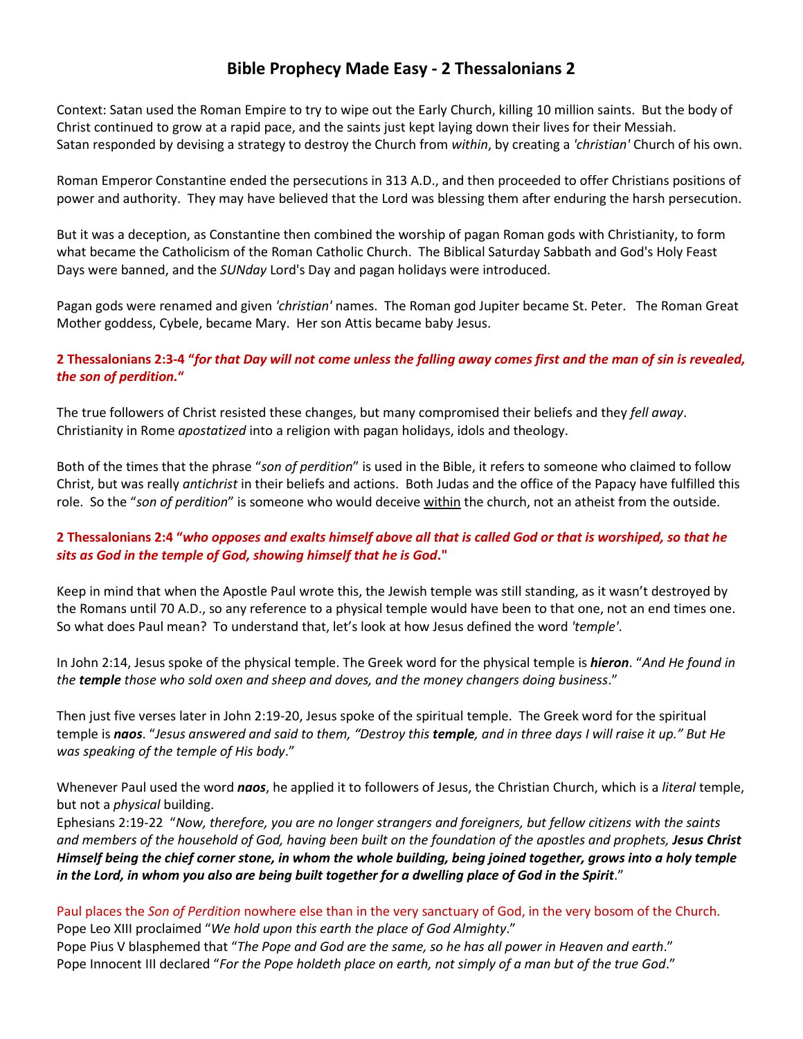# Bible Prophecy Made Easy - 2 Thessalonians 2

Context: Satan used the Roman Empire to try to wipe out the Early Church, killing 10 million saints. But the body of Christ continued to grow at a rapid pace, and the saints just kept laying down their lives for their Messiah. Satan responded by devising a strategy to destroy the Church from *within*, by creating a *'christian'* Church of his own.

Roman Emperor Constantine ended the persecutions in 313 A.D., and then proceeded to offer Christians positions of power and authority. They may have believed that the Lord was blessing them after enduring the harsh persecution.

But it was a deception, as Constantine then combined the worship of pagan Roman gods with Christianity, to form what became the Catholicism of the Roman Catholic Church. The Biblical Saturday Sabbath and God's Holy Feast Days were banned, and the *SUNday* Lord's Day and pagan holidays were introduced.

Pagan gods were renamed and given *'christian'* names. The Roman god Jupiter became St. Peter. The Roman Great Mother goddess, Cybele, became Mary. Her son Attis became baby Jesus.

**2 Thessalonians 2:3-4 "*for that Day will not come unless the falling away comes first and the man of sin is revealed, the son of perdition.*"**

The true followers of Christ resisted these changes, but many compromised their beliefs and they *fell away*. Christianity in Rome *apostatized* into a religion with pagan holidays, idols and theology.

Both of the times that the phrase "*son of perdition*" is used in the Bible, it refers to someone who claimed to follow Christ, but was really *antichrist* in their beliefs and actions. Both Judas and the office of the Papacy have fulfilled this role. So the "*son of perdition*" is someone who would deceive <u>within</u> the church, not an atheist from the outside.

**2 Thessalonians 2:4 "*who opposes and exalts himself above all that is called God or that is worshiped, so that he sits as God in the temple of God, showing himself that he is God*."**

Keep in mind that when the Apostle Paul wrote this, the Jewish temple was still standing, as it wasn't destroyed by the Romans until 70 A.D., so any reference to a physical temple would have been to that one, not an end times one. So what does Paul mean? To understand that, let's look at how Jesus defined the word *'temple'*.

In John 2:14, Jesus spoke of the physical temple. The Greek word for the physical temple is ***hieron***. "*And He found in the **temple** those who sold oxen and sheep and doves, and the money changers doing business*."

Then just five verses later in John 2:19-20, Jesus spoke of the spiritual temple. The Greek word for the spiritual temple is ***naos***. "*Jesus answered and said to them, "Destroy this **temple**, and in three days I will raise it up." But He was speaking of the temple of His body*."

Whenever Paul used the word ***naos***, he applied it to followers of Jesus, the Christian Church, which is a *literal* temple, but not a *physical* building.
Ephesians 2:19-22 "*Now, therefore, you are no longer strangers and foreigners, but fellow citizens with the saints and members of the household of God, having been built on the foundation of the apostles and prophets, **Jesus Christ Himself being the chief corner stone, in whom the whole building, being joined together, grows into a holy temple in the Lord, in whom you also are being built together for a dwelling place of God in the Spirit***."

Paul places the *Son of Perdition* nowhere else than in the very sanctuary of God, in the very bosom of the Church.
Pope Leo XIII proclaimed "*We hold upon this earth the place of God Almighty*."
Pope Pius V blasphemed that "*The Pope and God are the same, so he has all power in Heaven and earth*."
Pope Innocent III declared "*For the Pope holdeth place on earth, not simply of a man but of the true God*."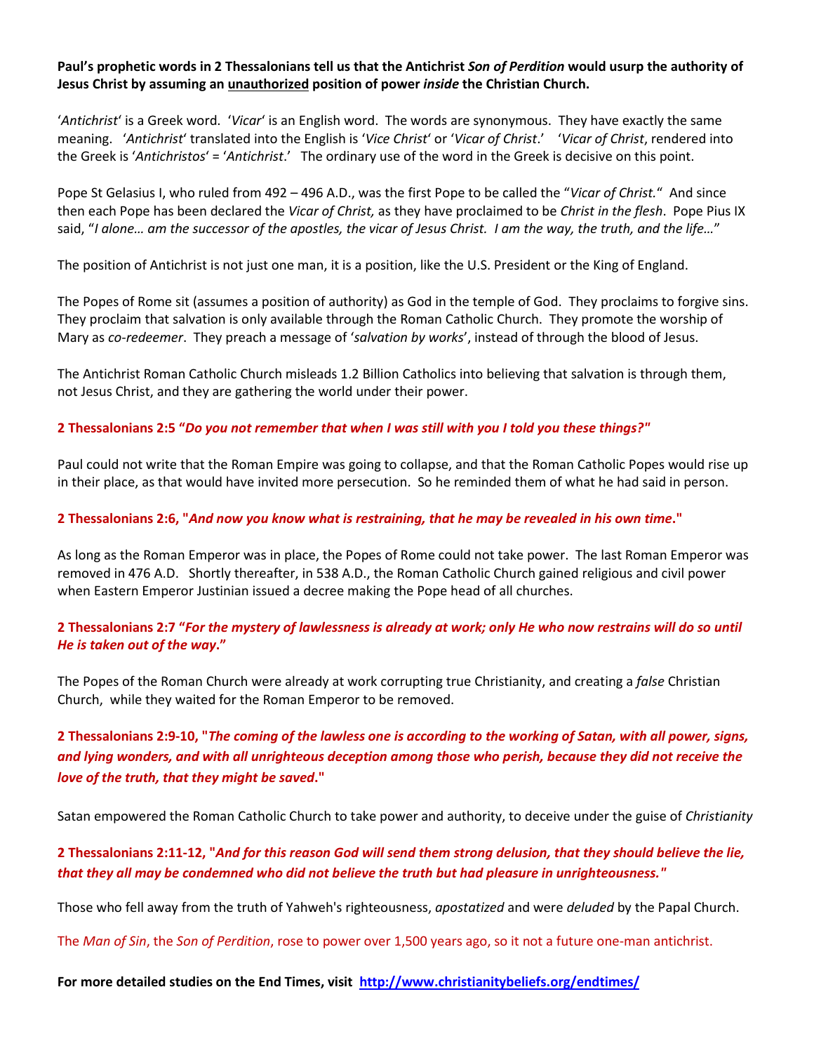**Paul's prophetic words in 2 Thessalonians tell us that the Antichrist *Son of Perdition* would usurp the authority of Jesus Christ by assuming an <u>unauthorized</u> position of power *inside* the Christian Church.**

'*Antichrist*' is a Greek word. '*Vicar*' is an English word. The words are synonymous. They have exactly the same meaning. '*Antichrist*' translated into the English is '*Vice Christ*' or '*Vicar of Christ*.' '*Vicar of Christ*, rendered into the Greek is '*Antichristos*' = '*Antichrist*.' The ordinary use of the word in the Greek is decisive on this point.

Pope St Gelasius I, who ruled from 492 – 496 A.D., was the first Pope to be called the "*Vicar of Christ.*" And since then each Pope has been declared the *Vicar of Christ,* as they have proclaimed to be *Christ in the flesh*. Pope Pius IX said, "*I alone… am the successor of the apostles, the vicar of Jesus Christ. I am the way, the truth, and the life…*"

The position of Antichrist is not just one man, it is a position, like the U.S. President or the King of England.

The Popes of Rome sit (assumes a position of authority) as God in the temple of God. They proclaims to forgive sins. They proclaim that salvation is only available through the Roman Catholic Church. They promote the worship of Mary as *co-redeemer*. They preach a message of '*salvation by works*', instead of through the blood of Jesus.

The Antichrist Roman Catholic Church misleads 1.2 Billion Catholics into believing that salvation is through them, not Jesus Christ, and they are gathering the world under their power.

**2 Thessalonians 2:5 "*Do you not remember that when I was still with you I told you these things?*"**

Paul could not write that the Roman Empire was going to collapse, and that the Roman Catholic Popes would rise up in their place, as that would have invited more persecution. So he reminded them of what he had said in person.

**2 Thessalonians 2:6, "*And now you know what is restraining, that he may be revealed in his own time*."**

As long as the Roman Emperor was in place, the Popes of Rome could not take power. The last Roman Emperor was removed in 476 A.D. Shortly thereafter, in 538 A.D., the Roman Catholic Church gained religious and civil power when Eastern Emperor Justinian issued a decree making the Pope head of all churches.

**2 Thessalonians 2:7 "*For the mystery of lawlessness is already at work; only He who now restrains will do so until He is taken out of the way*."**

The Popes of the Roman Church were already at work corrupting true Christianity, and creating a *false* Christian Church, while they waited for the Roman Emperor to be removed.

**2 Thessalonians 2:9-10, "*The coming of the lawless one is according to the working of Satan, with all power, signs, and lying wonders, and with all unrighteous deception among those who perish, because they did not receive the love of the truth, that they might be saved*."**

Satan empowered the Roman Catholic Church to take power and authority, to deceive under the guise of *Christianity*

**2 Thessalonians 2:11-12, "*And for this reason God will send them strong delusion, that they should believe the lie, that they all may be condemned who did not believe the truth but had pleasure in unrighteousness.*"**

Those who fell away from the truth of Yahweh's righteousness, *apostatized* and were *deluded* by the Papal Church.

The *Man of Sin*, the *Son of Perdition*, rose to power over 1,500 years ago, so it not a future one-man antichrist.

**For more detailed studies on the End Times, visit [http://www.christianitybeliefs.org/endtimes/](http://www.christianitybeliefs.org/endtimes/)**